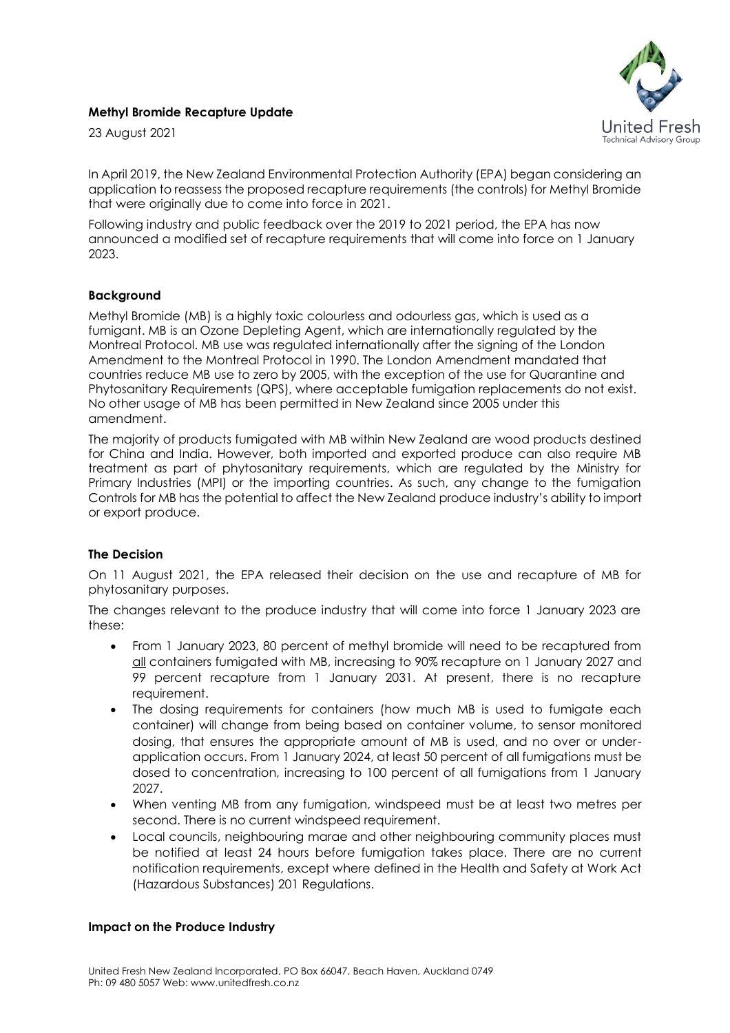**Methyl Bromide Recapture Update**

23 August 2021

In April 2019, the New Zealand Environmental Protection Authority (EPA) began considering an application to reassess the proposed recapture requirements (the controls) for Methyl Bromide that were originally due to come into force in 2021.

Following industry and public feedback over the 2019 to 2021 period, the EPA has now announced a modified set of recapture requirements that will come into force on 1 January 2023.

**Background**

Methyl Bromide (MB) is a highly toxic colourless and odourless gas, which is used as a fumigant. MB is an Ozone Depleting Agent, which are internationally regulated by the Montreal Protocol. MB use was regulated internationally after the signing of the London Amendment to the Montreal Protocol in 1990. The London Amendment mandated that countries reduce MB use to zero by 2005, with the exception of the use for Quarantine and Phytosanitary Requirements (QPS), where acceptable fumigation replacements do not exist. No other usage of MB has been permitted in New Zealand since 2005 under this amendment.

The majority of products fumigated with MB within New Zealand are wood products destined for China and India. However, both imported and exported produce can also require MB treatment as part of phytosanitary requirements, which are regulated by the Ministry for Primary Industries (MPI) or the importing countries. As such, any change to the fumigation Controls for MB has the potential to affect the New Zealand produce industry's ability to import or export produce.

**The Decision**

On 11 August 2021, the EPA released their decision on the use and recapture of MB for phytosanitary purposes.

The changes relevant to the produce industry that will come into force 1 January 2023 are these:

- From 1 January 2023, 80 percent of methyl bromide will need to be recaptured from all containers fumigated with MB, increasing to 90% recapture on 1 January 2027 and 99 percent recapture from 1 January 2031. At present, there is no recapture requirement.
- The dosing requirements for containers (how much MB is used to fumigate each container) will change from being based on container volume, to sensor monitored dosing, that ensures the appropriate amount of MB is used, and no over or under-application occurs. From 1 January 2024, at least 50 percent of all fumigations must be dosed to concentration, increasing to 100 percent of all fumigations from 1 January 2027.
- When venting MB from any fumigation, windspeed must be at least two metres per second. There is no current windspeed requirement.
- Local councils, neighbouring marae and other neighbouring community places must be notified at least 24 hours before fumigation takes place. There are no current notification requirements, except where defined in the Health and Safety at Work Act (Hazardous Substances) 201 Regulations.

**Impact on the Produce Industry**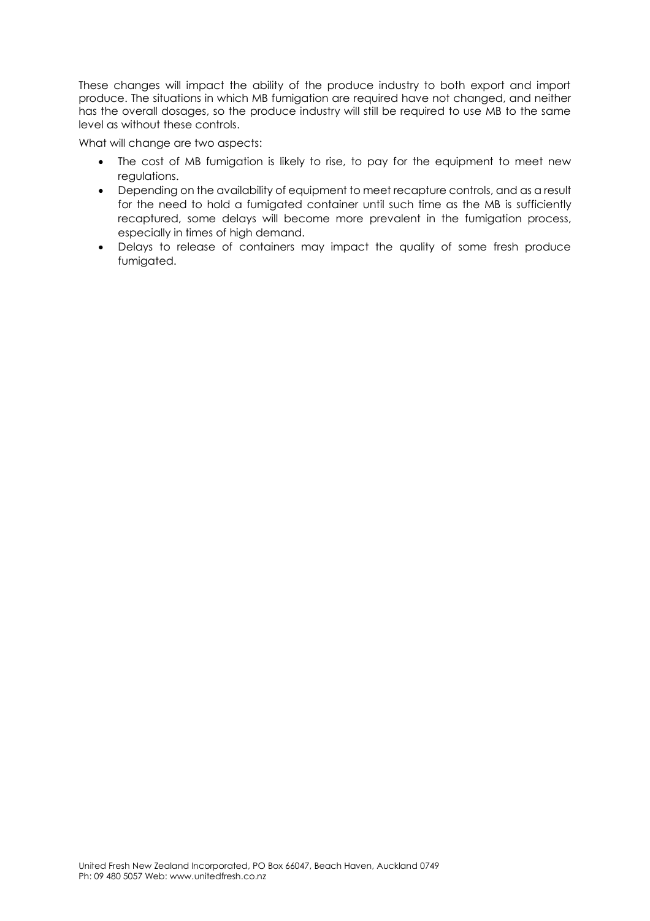These changes will impact the ability of the produce industry to both export and import produce. The situations in which MB fumigation are required have not changed, and neither has the overall dosages, so the produce industry will still be required to use MB to the same level as without these controls.

What will change are two aspects:

- The cost of MB fumigation is likely to rise, to pay for the equipment to meet new regulations.
- Depending on the availability of equipment to meet recapture controls, and as a result for the need to hold a fumigated container until such time as the MB is sufficiently recaptured, some delays will become more prevalent in the fumigation process, especially in times of high demand.
- Delays to release of containers may impact the quality of some fresh produce fumigated.

United Fresh New Zealand Incorporated, PO Box 66047, Beach Haven, Auckland 0749
Ph: 09 480 5057 Web: www.unitedfresh.co.nz